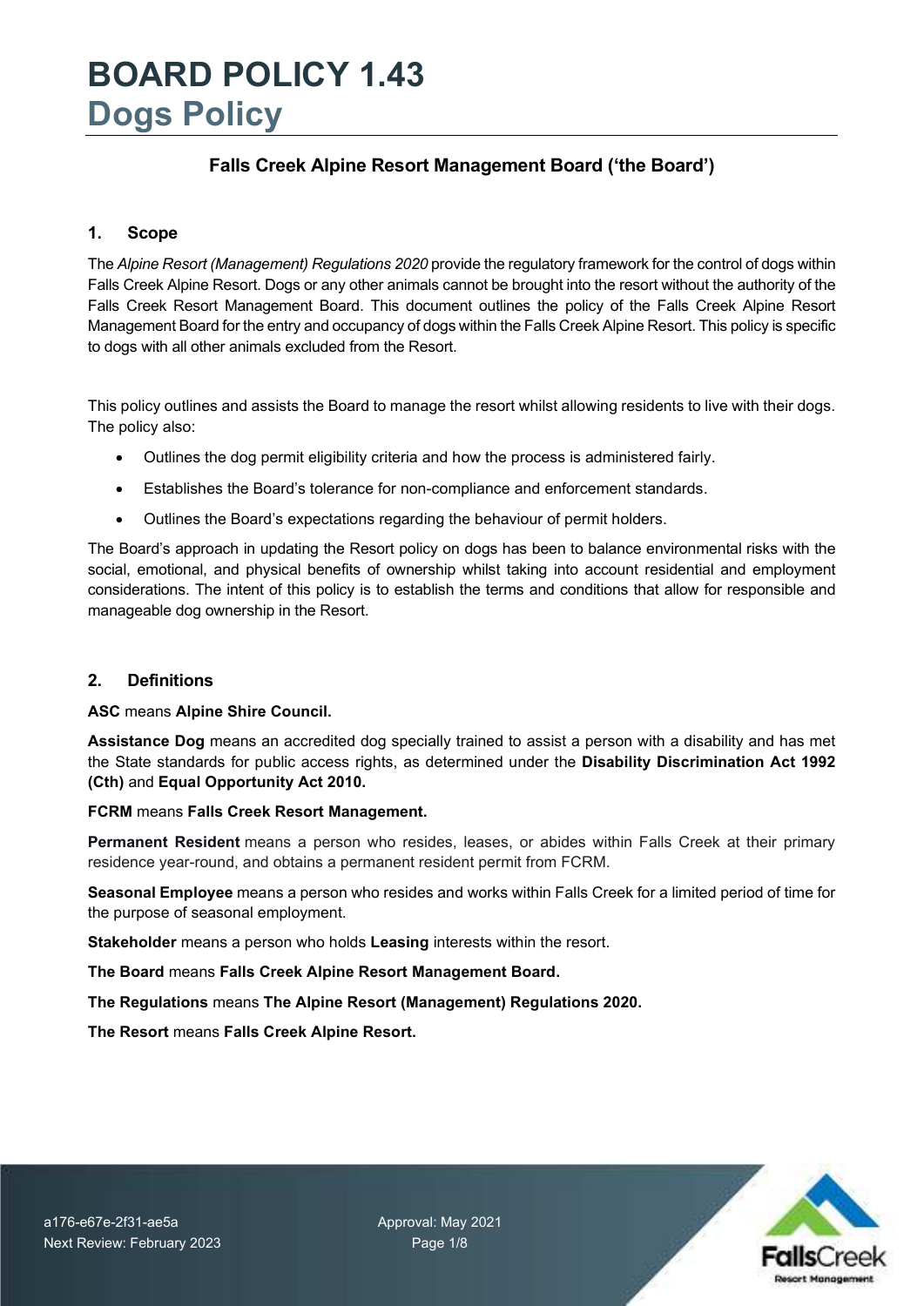# BOARD POLICY 1.43
# Dogs Policy

### Falls Creek Alpine Resort Management Board ('the Board')

## 1. Scope

The *Alpine Resort (Management) Regulations 2020* provide the regulatory framework for the control of dogs within Falls Creek Alpine Resort. Dogs or any other animals cannot be brought into the resort without the authority of the Falls Creek Resort Management Board. This document outlines the policy of the Falls Creek Alpine Resort Management Board for the entry and occupancy of dogs within the Falls Creek Alpine Resort. This policy is specific to dogs with all other animals excluded from the Resort.

This policy outlines and assists the Board to manage the resort whilst allowing residents to live with their dogs. The policy also:

- Outlines the dog permit eligibility criteria and how the process is administered fairly.
- Establishes the Board's tolerance for non-compliance and enforcement standards.
- Outlines the Board's expectations regarding the behaviour of permit holders.

The Board's approach in updating the Resort policy on dogs has been to balance environmental risks with the social, emotional, and physical benefits of ownership whilst taking into account residential and employment considerations. The intent of this policy is to establish the terms and conditions that allow for responsible and manageable dog ownership in the Resort.

## 2. Definitions

**ASC** means **Alpine Shire Council.**

**Assistance Dog** means an accredited dog specially trained to assist a person with a disability and has met the State standards for public access rights, as determined under the **Disability Discrimination Act 1992 (Cth)** and **Equal Opportunity Act 2010.**

**FCRM** means **Falls Creek Resort Management.**

**Permanent Resident** means a person who resides, leases, or abides within Falls Creek at their primary residence year-round, and obtains a permanent resident permit from FCRM.

**Seasonal Employee** means a person who resides and works within Falls Creek for a limited period of time for the purpose of seasonal employment.

**Stakeholder** means a person who holds **Leasing** interests within the resort.

**The Board** means **Falls Creek Alpine Resort Management Board.**

**The Regulations** means **The Alpine Resort (Management) Regulations 2020.**

**The Resort** means **Falls Creek Alpine Resort.**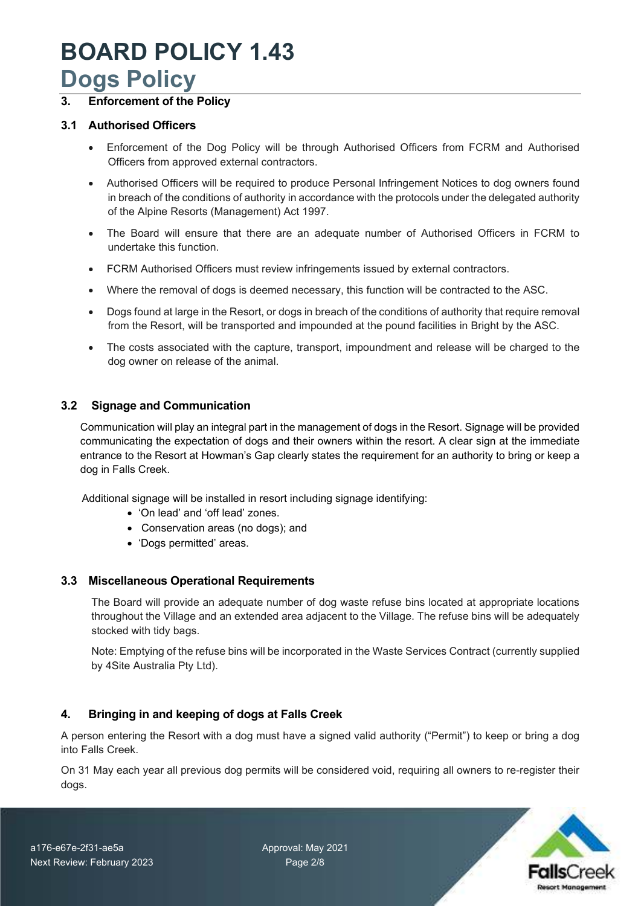## 3. Enforcement of the Policy

### 3.1 Authorised Officers

- Enforcement of the Dog Policy will be through Authorised Officers from FCRM and Authorised Officers from approved external contractors.
- Authorised Officers will be required to produce Personal Infringement Notices to dog owners found in breach of the conditions of authority in accordance with the protocols under the delegated authority of the Alpine Resorts (Management) Act 1997.
- The Board will ensure that there are an adequate number of Authorised Officers in FCRM to undertake this function.
- FCRM Authorised Officers must review infringements issued by external contractors.
- Where the removal of dogs is deemed necessary, this function will be contracted to the ASC.
- Dogs found at large in the Resort, or dogs in breach of the conditions of authority that require removal from the Resort, will be transported and impounded at the pound facilities in Bright by the ASC.
- The costs associated with the capture, transport, impoundment and release will be charged to the dog owner on release of the animal.

### 3.2 Signage and Communication

Communication will play an integral part in the management of dogs in the Resort. Signage will be provided communicating the expectation of dogs and their owners within the resort. A clear sign at the immediate entrance to the Resort at Howman's Gap clearly states the requirement for an authority to bring or keep a dog in Falls Creek.

Additional signage will be installed in resort including signage identifying:

- 'On lead' and 'off lead' zones.
- Conservation areas (no dogs); and
- 'Dogs permitted' areas.

### 3.3 Miscellaneous Operational Requirements

The Board will provide an adequate number of dog waste refuse bins located at appropriate locations throughout the Village and an extended area adjacent to the Village. The refuse bins will be adequately stocked with tidy bags.

Note: Emptying of the refuse bins will be incorporated in the Waste Services Contract (currently supplied by 4Site Australia Pty Ltd).

## 4. Bringing in and keeping of dogs at Falls Creek

A person entering the Resort with a dog must have a signed valid authority ("Permit") to keep or bring a dog into Falls Creek.

On 31 May each year all previous dog permits will be considered void, requiring all owners to re-register their dogs.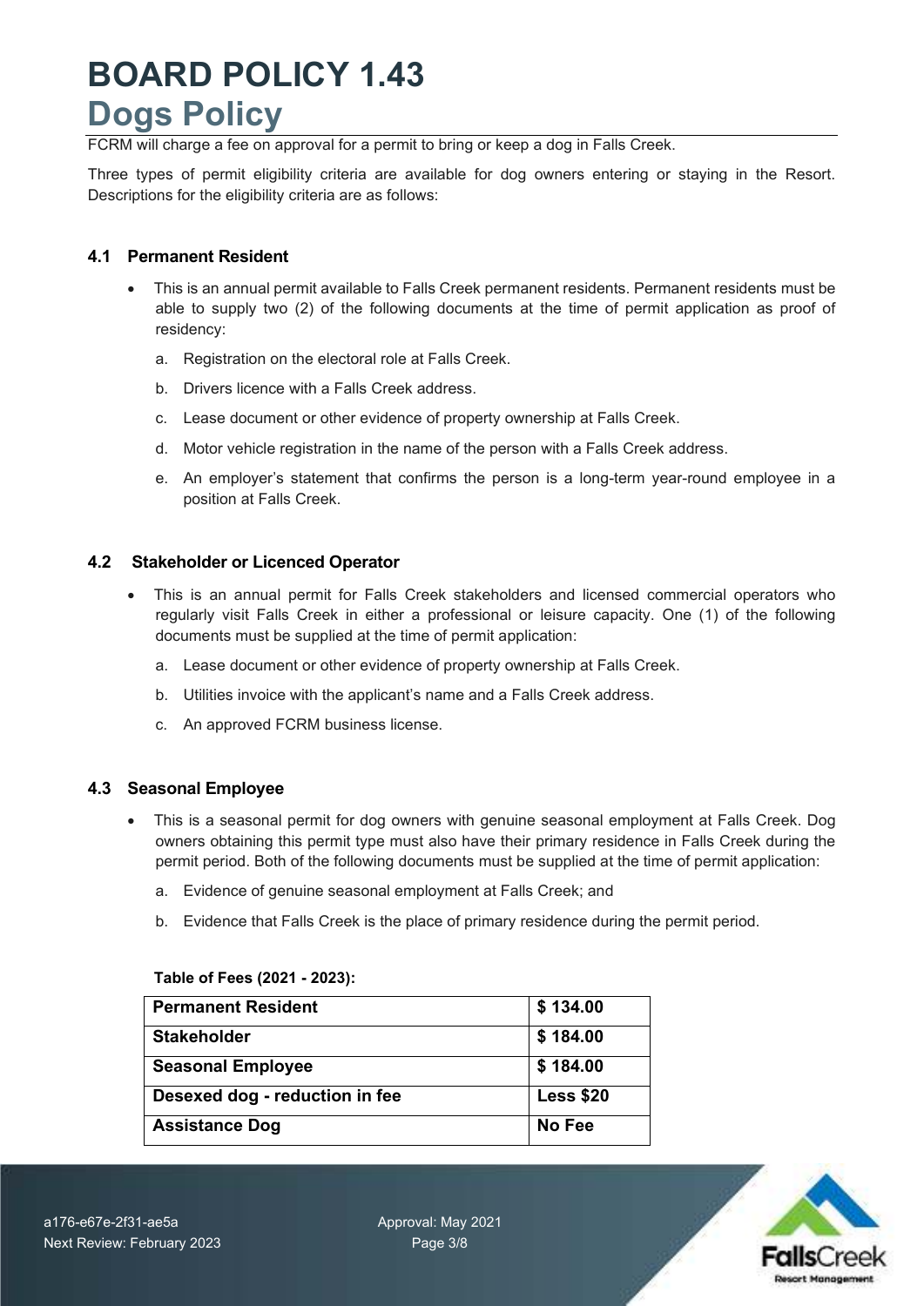# BOARD POLICY 1.43

## Dogs Policy

FCRM will charge a fee on approval for a permit to bring or keep a dog in Falls Creek.

Three types of permit eligibility criteria are available for dog owners entering or staying in the Resort. Descriptions for the eligibility criteria are as follows:

### 4.1 Permanent Resident

- This is an annual permit available to Falls Creek permanent residents. Permanent residents must be able to supply two (2) of the following documents at the time of permit application as proof of residency:
  a. Registration on the electoral role at Falls Creek.
  b. Drivers licence with a Falls Creek address.
  c. Lease document or other evidence of property ownership at Falls Creek.
  d. Motor vehicle registration in the name of the person with a Falls Creek address.
  e. An employer's statement that confirms the person is a long-term year-round employee in a position at Falls Creek.

### 4.2 Stakeholder or Licenced Operator

- This is an annual permit for Falls Creek stakeholders and licensed commercial operators who regularly visit Falls Creek in either a professional or leisure capacity. One (1) of the following documents must be supplied at the time of permit application:
  a. Lease document or other evidence of property ownership at Falls Creek.
  b. Utilities invoice with the applicant's name and a Falls Creek address.
  c. An approved FCRM business license.

### 4.3 Seasonal Employee

- This is a seasonal permit for dog owners with genuine seasonal employment at Falls Creek. Dog owners obtaining this permit type must also have their primary residence in Falls Creek during the permit period. Both of the following documents must be supplied at the time of permit application:
  a. Evidence of genuine seasonal employment at Falls Creek; and
  b. Evidence that Falls Creek is the place of primary residence during the permit period.

**Table of Fees (2021 - 2023):**

| | |
|---|---|
| **Permanent Resident** | **$ 134.00** |
| **Stakeholder** | **$ 184.00** |
| **Seasonal Employee** | **$ 184.00** |
| **Desexed dog - reduction in fee** | **Less $20** |
| **Assistance Dog** | **No Fee** |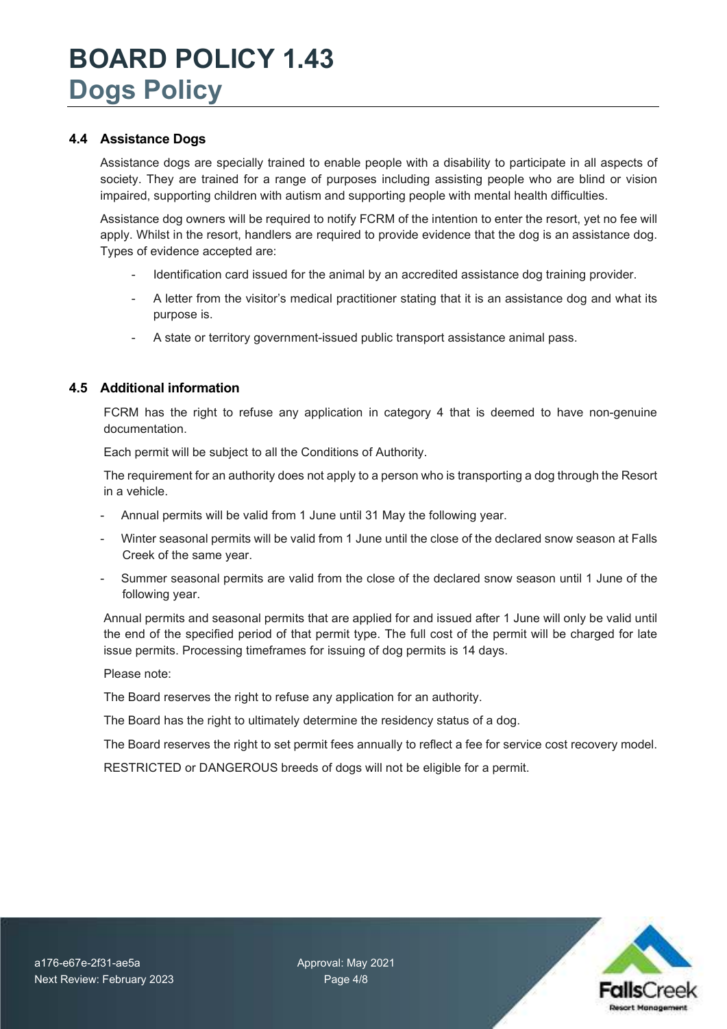### 4.4 Assistance Dogs

Assistance dogs are specially trained to enable people with a disability to participate in all aspects of society. They are trained for a range of purposes including assisting people who are blind or vision impaired, supporting children with autism and supporting people with mental health difficulties.

Assistance dog owners will be required to notify FCRM of the intention to enter the resort, yet no fee will apply. Whilst in the resort, handlers are required to provide evidence that the dog is an assistance dog. Types of evidence accepted are:

- Identification card issued for the animal by an accredited assistance dog training provider.
- A letter from the visitor's medical practitioner stating that it is an assistance dog and what its purpose is.
- A state or territory government-issued public transport assistance animal pass.

### 4.5 Additional information

FCRM has the right to refuse any application in category 4 that is deemed to have non-genuine documentation.

Each permit will be subject to all the Conditions of Authority.

The requirement for an authority does not apply to a person who is transporting a dog through the Resort in a vehicle.

- Annual permits will be valid from 1 June until 31 May the following year.
- Winter seasonal permits will be valid from 1 June until the close of the declared snow season at Falls Creek of the same year.
- Summer seasonal permits are valid from the close of the declared snow season until 1 June of the following year.

Annual permits and seasonal permits that are applied for and issued after 1 June will only be valid until the end of the specified period of that permit type. The full cost of the permit will be charged for late issue permits. Processing timeframes for issuing of dog permits is 14 days.

Please note:

The Board reserves the right to refuse any application for an authority.

The Board has the right to ultimately determine the residency status of a dog.

The Board reserves the right to set permit fees annually to reflect a fee for service cost recovery model.

RESTRICTED or DANGEROUS breeds of dogs will not be eligible for a permit.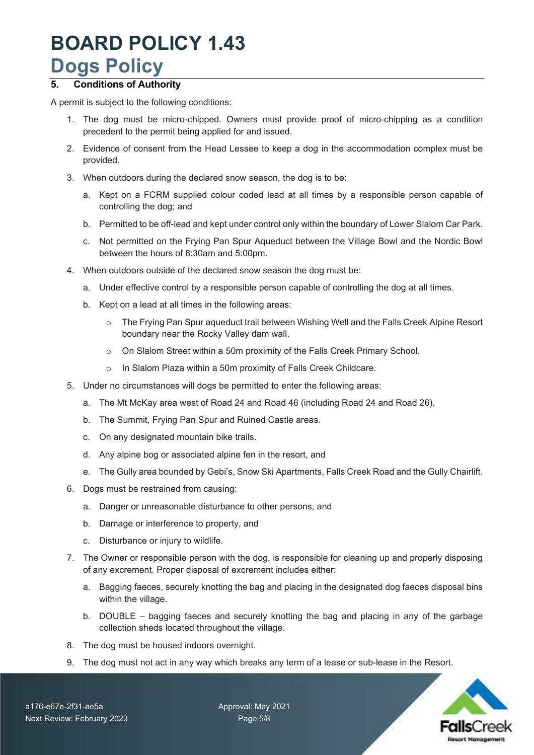## 5. Conditions of Authority

A permit is subject to the following conditions:

1. The dog must be micro-chipped. Owners must provide proof of micro-chipping as a condition precedent to the permit being applied for and issued.
2. Evidence of consent from the Head Lessee to keep a dog in the accommodation complex must be provided.
3. When outdoors during the declared snow season, the dog is to be:
   a. Kept on a FCRM supplied colour coded lead at all times by a responsible person capable of controlling the dog; and
   b. Permitted to be off-lead and kept under control only within the boundary of Lower Slalom Car Park.
   c. Not permitted on the Frying Pan Spur Aqueduct between the Village Bowl and the Nordic Bowl between the hours of 8:30am and 5:00pm.
4. When outdoors outside of the declared snow season the dog must be:
   a. Under effective control by a responsible person capable of controlling the dog at all times.
   b. Kept on a lead at all times in the following areas:
      - The Frying Pan Spur aqueduct trail between Wishing Well and the Falls Creek Alpine Resort boundary near the Rocky Valley dam wall.
      - On Slalom Street within a 50m proximity of the Falls Creek Primary School.
      - In Slalom Plaza within a 50m proximity of Falls Creek Childcare.
5. Under no circumstances will dogs be permitted to enter the following areas:
   a. The Mt McKay area west of Road 24 and Road 46 (including Road 24 and Road 26),
   b. The Summit, Frying Pan Spur and Ruined Castle areas.
   c. On any designated mountain bike trails.
   d. Any alpine bog or associated alpine fen in the resort, and
   e. The Gully area bounded by Gebi's, Snow Ski Apartments, Falls Creek Road and the Gully Chairlift.
6. Dogs must be restrained from causing:
   a. Danger or unreasonable disturbance to other persons, and
   b. Damage or interference to property, and
   c. Disturbance or injury to wildlife.
7. The Owner or responsible person with the dog, is responsible for cleaning up and properly disposing of any excrement. Proper disposal of excrement includes either:
   a. Bagging faeces, securely knotting the bag and placing in the designated dog faeces disposal bins within the village.
   b. DOUBLE – bagging faeces and securely knotting the bag and placing in any of the garbage collection sheds located throughout the village.
8. The dog must be housed indoors overnight.
9. The dog must not act in any way which breaks any term of a lease or sub-lease in the Resort.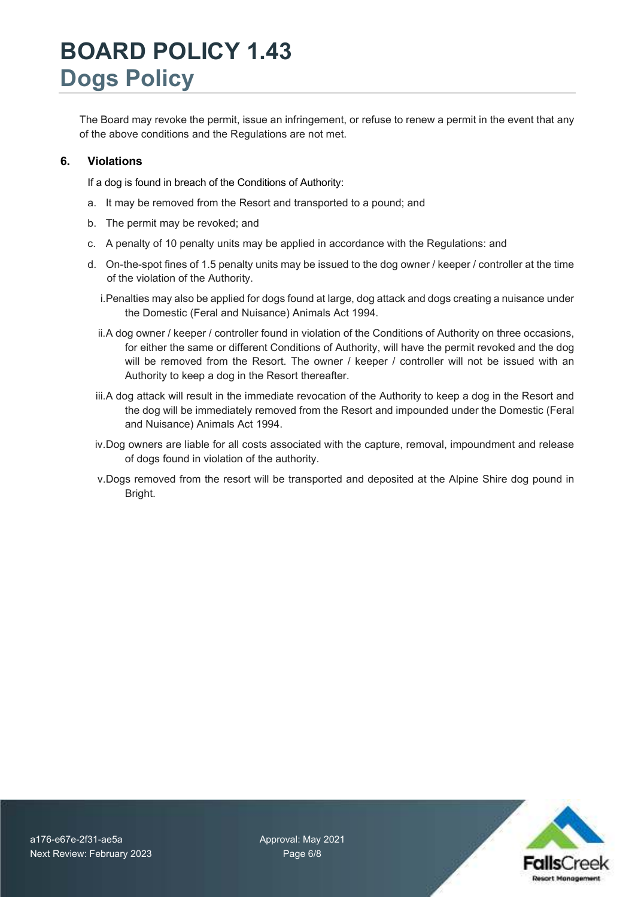The Board may revoke the permit, issue an infringement, or refuse to renew a permit in the event that any of the above conditions and the Regulations are not met.

## 6. Violations

If a dog is found in breach of the Conditions of Authority:

a. It may be removed from the Resort and transported to a pound; and

b. The permit may be revoked; and

c. A penalty of 10 penalty units may be applied in accordance with the Regulations: and

d. On-the-spot fines of 1.5 penalty units may be issued to the dog owner / keeper / controller at the time of the violation of the Authority.

   i. Penalties may also be applied for dogs found at large, dog attack and dogs creating a nuisance under the Domestic (Feral and Nuisance) Animals Act 1994.

   ii. A dog owner / keeper / controller found in violation of the Conditions of Authority on three occasions, for either the same or different Conditions of Authority, will have the permit revoked and the dog will be removed from the Resort. The owner / keeper / controller will not be issued with an Authority to keep a dog in the Resort thereafter.

   iii. A dog attack will result in the immediate revocation of the Authority to keep a dog in the Resort and the dog will be immediately removed from the Resort and impounded under the Domestic (Feral and Nuisance) Animals Act 1994.

   iv. Dog owners are liable for all costs associated with the capture, removal, impoundment and release of dogs found in violation of the authority.

   v. Dogs removed from the resort will be transported and deposited at the Alpine Shire dog pound in Bright.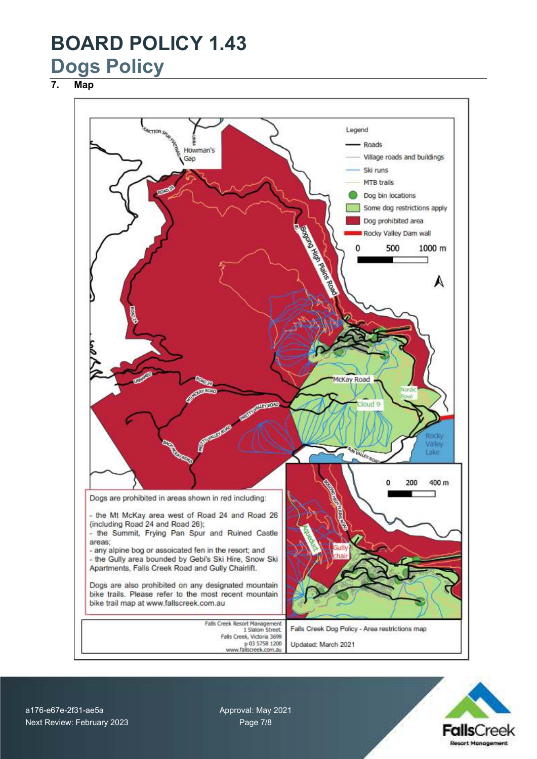# BOARD POLICY 1.43

## Dogs Policy

### 7. Map

Legend

- Roads
- Village roads and buildings
- Ski runs
- MTB trails
- Dog bin locations
- Some dog restrictions apply
- Dog prohibited area
- Rocky Valley Dam wall

Dogs are prohibited in areas shown in red including:

- the Mt McKay area west of Road 24 and Road 26 (including Road 24 and Road 26);
- the Summit, Frying Pan Spur and Ruined Castle areas;
- any alpine bog or assoicated fen in the resort; and
- the Gully area bounded by Gebi's Ski Hire, Snow Ski Apartments, Falls Creek Road and Gully Chairlift.

Dogs are also prohibited on any designated mountain bike trails. Please refer to the most recent mountain bike trail map at www.fallscreek.com.au

Falls Creek Resort Management
1 Slalom Street.
Falls Creek, Victoria 3699
p 03 5758 1200
www.fallscreek.com.au

Falls Creek Dog Policy - Area restrictions map

Updated: March 2021

a176-e67e-2f31-ae5a
Next Review: February 2023

Approval: May 2021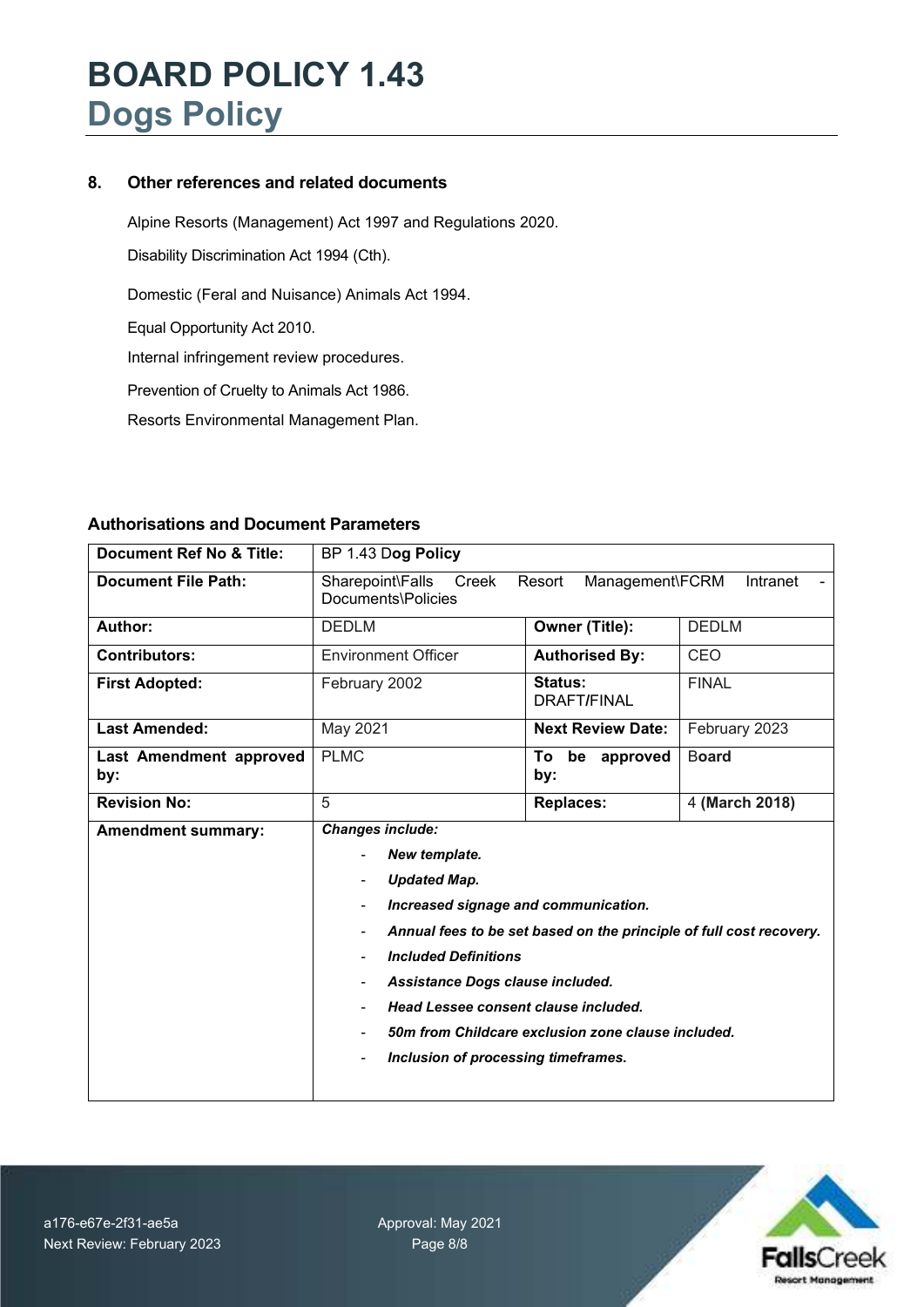## 8. Other references and related documents

Alpine Resorts (Management) Act 1997 and Regulations 2020.

Disability Discrimination Act 1994 (Cth).

Domestic (Feral and Nuisance) Animals Act 1994.

Equal Opportunity Act 2010.

Internal infringement review procedures.

Prevention of Cruelty to Animals Act 1986.

Resorts Environmental Management Plan.

### Authorisations and Document Parameters

| | | | |
|---|---|---|---|
| **Document Ref No & Title:** | BP 1.43 D**og Policy** | | |
| **Document File Path:** | Sharepoint\Falls Creek Resort Management\FCRM Intranet - Documents\Policies | | |
| **Author:** | DEDLM | **Owner (Title):** | DEDLM |
| **Contributors:** | Environment Officer | **Authorised By:** | CEO |
| **First Adopted:** | February 2002 | **Status:** DRAFT/FINAL | FINAL |
| **Last Amended:** | May 2021 | **Next Review Date:** | February 2023 |
| **Last Amendment approved by:** | PLMC | **To be approved by:** | Board |
| **Revision No:** | 5 | **Replaces:** | 4 **(March 2018)** |
| **Amendment summary:** | ***Changes include:*** <br> - ***New template.*** <br> - ***Updated Map.*** <br> - ***Increased signage and communication.*** <br> - ***Annual fees to be set based on the principle of full cost recovery.*** <br> - ***Included Definitions*** <br> - ***Assistance Dogs clause included.*** <br> - ***Head Lessee consent clause included.*** <br> - ***50m from Childcare exclusion zone clause included.*** <br> - ***Inclusion of processing timeframes.*** | | |